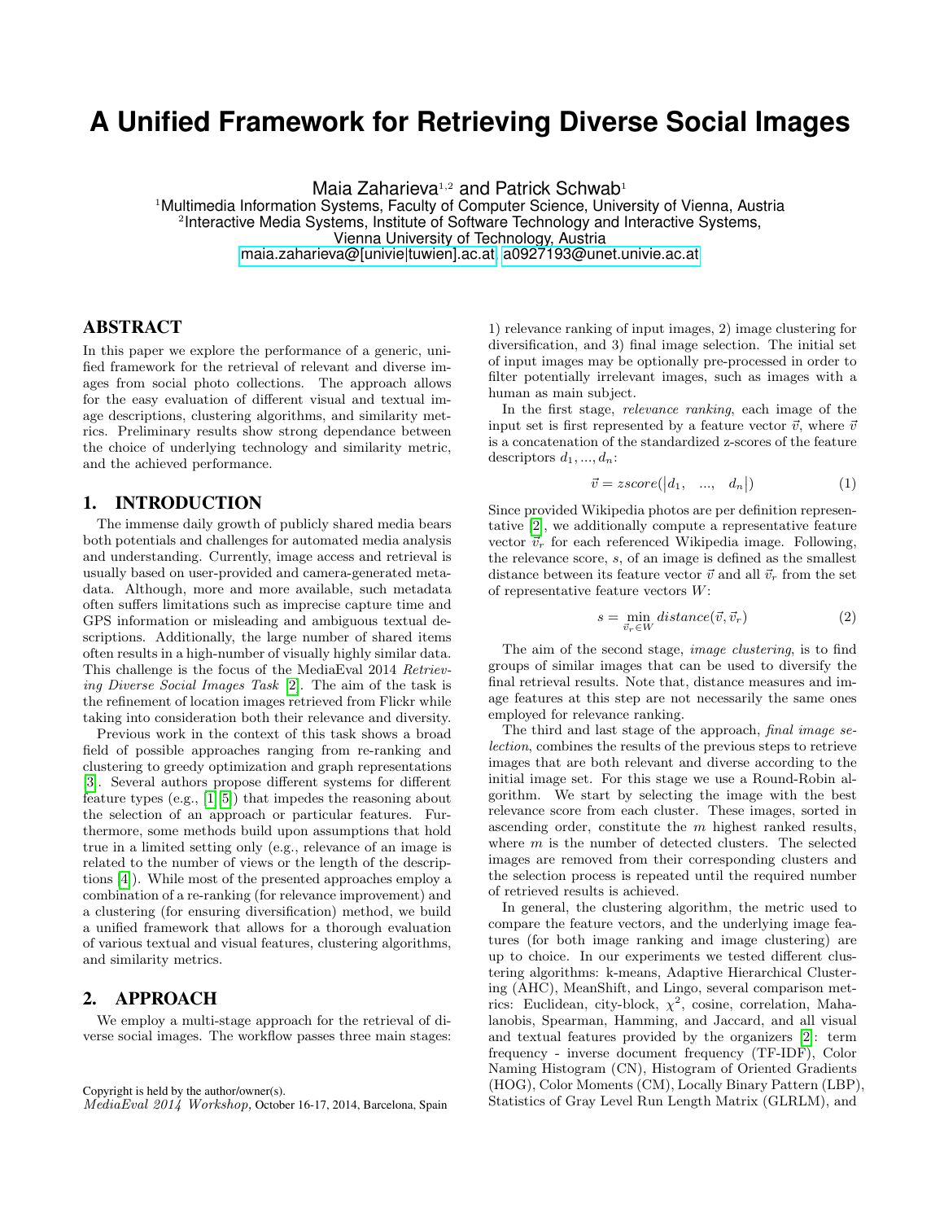# A Unified Framework for Retrieving Diverse Social Images

Maia Zaharieva[1,2] and Patrick Schwab[1]

[1]Multimedia Information Systems, Faculty of Computer Science, University of Vienna, Austria
[2]Interactive Media Systems, Institute of Software Technology and Interactive Systems, Vienna University of Technology, Austria
maia.zaharieva@[univie|tuwien].ac.at, a0927193@unet.univie.ac.at

## ABSTRACT

In this paper we explore the performance of a generic, unified framework for the retrieval of relevant and diverse images from social photo collections. The approach allows for the easy evaluation of different visual and textual image descriptions, clustering algorithms, and similarity metrics. Preliminary results show strong dependance between the choice of underlying technology and similarity metric, and the achieved performance.

## 1. INTRODUCTION

The immense daily growth of publicly shared media bears both potentials and challenges for automated media analysis and understanding. Currently, image access and retrieval is usually based on user-provided and camera-generated metadata. Although, more and more available, such metadata often suffers limitations such as imprecise capture time and GPS information or misleading and ambiguous textual descriptions. Additionally, the large number of shared items often results in a high-number of visually highly similar data. This challenge is the focus of the MediaEval 2014 *Retrieving Diverse Social Images Task* [2]. The aim of the task is the refinement of location images retrieved from Flickr while taking into consideration both their relevance and diversity.

Previous work in the context of this task shows a broad field of possible approaches ranging from re-ranking and clustering to greedy optimization and graph representations [3]. Several authors propose different systems for different feature types (e.g., [1, 5]) that impedes the reasoning about the selection of an approach or particular features. Furthermore, some methods build upon assumptions that hold true in a limited setting only (e.g., relevance of an image is related to the number of views or the length of the descriptions [4]). While most of the presented approaches employ a combination of a re-ranking (for relevance improvement) and a clustering (for ensuring diversification) method, we build a unified framework that allows for a thorough evaluation of various textual and visual features, clustering algorithms, and similarity metrics.

## 2. APPROACH

We employ a multi-stage approach for the retrieval of diverse social images. The workflow passes three main stages: 1) relevance ranking of input images, 2) image clustering for diversification, and 3) final image selection. The initial set of input images may be optionally pre-processed in order to filter potentially irrelevant images, such as images with a human as main subject.

In the first stage, *relevance ranking*, each image of the input set is first represented by a feature vector $\vec{v}$, where $\vec{v}$ is a concatenation of the standardized z-scores of the feature descriptors $d_1, ..., d_n$:

$$\vec{v} = zscore(\begin{vmatrix} d_1, & ..., & d_n \end{vmatrix}) \qquad (1)$$

Since provided Wikipedia photos are per definition representative [2], we additionally compute a representative feature vector $\vec{v}_r$ for each referenced Wikipedia image. Following, the relevance score, $s$, of an image is defined as the smallest distance between its feature vector $\vec{v}$ and all $\vec{v}_r$ from the set of representative feature vectors $W$:

$$s = \min_{\vec{v}_r \in W} distance(\vec{v}, \vec{v}_r) \qquad (2)$$

The aim of the second stage, *image clustering*, is to find groups of similar images that can be used to diversify the final retrieval results. Note that, distance measures and image features at this step are not necessarily the same ones employed for relevance ranking.

The third and last stage of the approach, *final image selection*, combines the results of the previous steps to retrieve images that are both relevant and diverse according to the initial image set. For this stage we use a Round-Robin algorithm. We start by selecting the image with the best relevance score from each cluster. These images, sorted in ascending order, constitute the $m$ highest ranked results, where $m$ is the number of detected clusters. The selected images are removed from their corresponding clusters and the selection process is repeated until the required number of retrieved results is achieved.

In general, the clustering algorithm, the metric used to compare the feature vectors, and the underlying image features (for both image ranking and image clustering) are up to choice. In our experiments we tested different clustering algorithms: k-means, Adaptive Hierarchical Clustering (AHC), MeanShift, and Lingo, several comparison metrics: Euclidean, city-block, $\chi^2$, cosine, correlation, Mahalanobis, Spearman, Hamming, and Jaccard, and all visual and textual features provided by the organizers [2]: term frequency - inverse document frequency (TF-IDF), Color Naming Histogram (CN), Histogram of Oriented Gradients (HOG), Color Moments (CM), Locally Binary Pattern (LBP), Statistics of Gray Level Run Length Matrix (GLRLM), and

Copyright is held by the author/owner(s).
*MediaEval 2014 Workshop,* October 16-17, 2014, Barcelona, Spain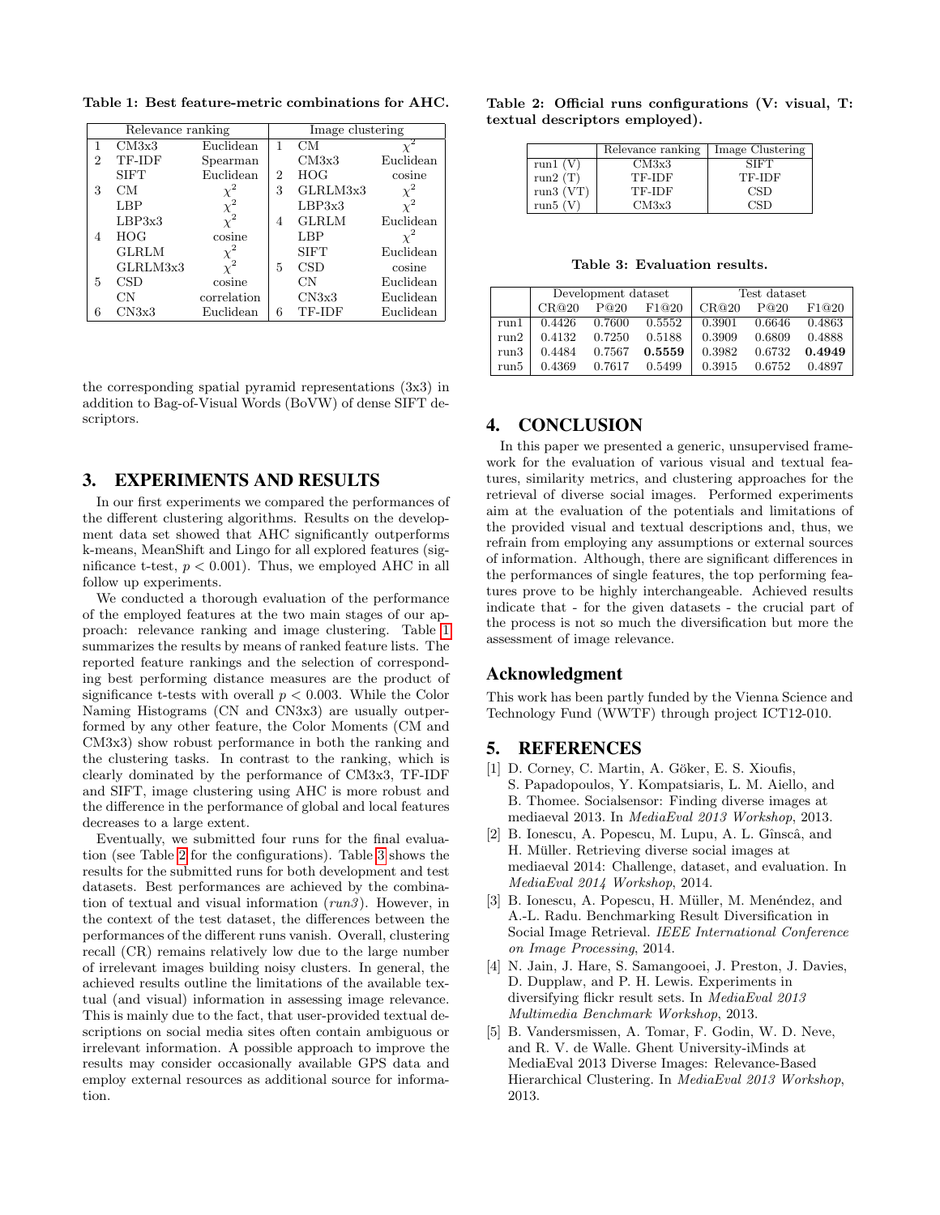**Table 1: Best feature-metric combinations for AHC.**

| Relevance ranking | | | Image clustering | | |
|---|---|---|---|---|---|
| 1 | CM3x3 | Euclidean | 1 | CM | $\chi^2$ |
| 2 | TF-IDF | Spearman | | CM3x3 | Euclidean |
| | SIFT | Euclidean | 2 | HOG | cosine |
| 3 | CM | $\chi^2$ | 3 | GLRLM3x3 | $\chi^2$ |
| | LBP | $\chi^2$ | | LBP3x3 | $\chi^2$ |
| | LBP3x3 | $\chi^2$ | 4 | GLRLM | Euclidean |
| 4 | HOG | cosine | | LBP | $\chi^2$ |
| | GLRLM | $\chi^2$ | | SIFT | Euclidean |
| | GLRLM3x3 | $\chi^2$ | 5 | CSD | cosine |
| 5 | CSD | cosine | | CN | Euclidean |
| | CN | correlation | | CN3x3 | Euclidean |
| 6 | CN3x3 | Euclidean | 6 | TF-IDF | Euclidean |

the corresponding spatial pyramid representations (3x3) in addition to Bag-of-Visual Words (BoVW) of dense SIFT descriptors.

## 3. EXPERIMENTS AND RESULTS

In our first experiments we compared the performances of the different clustering algorithms. Results on the development data set showed that AHC significantly outperforms k-means, MeanShift and Lingo for all explored features (significance t-test, $p < 0.001$). Thus, we employed AHC in all follow up experiments.

We conducted a thorough evaluation of the performance of the employed features at the two main stages of our approach: relevance ranking and image clustering. Table 1 summarizes the results by means of ranked feature lists. The reported feature rankings and the selection of corresponding best performing distance measures are the product of significance t-tests with overall $p < 0.003$. While the Color Naming Histograms (CN and CN3x3) are usually outperformed by any other feature, the Color Moments (CM and CM3x3) show robust performance in both the ranking and the clustering tasks. In contrast to the ranking, which is clearly dominated by the performance of CM3x3, TF-IDF and SIFT, image clustering using AHC is more robust and the difference in the performance of global and local features decreases to a large extent.

Eventually, we submitted four runs for the final evaluation (see Table 2 for the configurations). Table 3 shows the results for the submitted runs for both development and test datasets. Best performances are achieved by the combination of textual and visual information (*run3*). However, in the context of the test dataset, the differences between the performances of the different runs vanish. Overall, clustering recall (CR) remains relatively low due to the large number of irrelevant images building noisy clusters. In general, the achieved results outline the limitations of the available textual (and visual) information in assessing image relevance. This is mainly due to the fact, that user-provided textual descriptions on social media sites often contain ambiguous or irrelevant information. A possible approach to improve the results may consider occasionally available GPS data and employ external resources as additional source for information.

**Table 2: Official runs configurations (V: visual, T: textual descriptors employed).**

| | Relevance ranking | Image Clustering |
|---|---|---|
| run1 (V) | CM3x3 | SIFT |
| run2 (T) | TF-IDF | TF-IDF |
| run3 (VT) | TF-IDF | CSD |
| run5 (V) | CM3x3 | CSD |

**Table 3: Evaluation results.**

| | Development dataset | | | Test dataset | | |
|---|---|---|---|---|---|---|
| | CR@20 | P@20 | F1@20 | CR@20 | P@20 | F1@20 |
| run1 | 0.4426 | 0.7600 | 0.5552 | 0.3901 | 0.6646 | 0.4863 |
| run2 | 0.4132 | 0.7250 | 0.5188 | 0.3909 | 0.6809 | 0.4888 |
| run3 | 0.4484 | 0.7567 | **0.5559** | 0.3982 | 0.6732 | **0.4949** |
| run5 | 0.4369 | 0.7617 | 0.5499 | 0.3915 | 0.6752 | 0.4897 |

## 4. CONCLUSION

In this paper we presented a generic, unsupervised framework for the evaluation of various visual and textual features, similarity metrics, and clustering approaches for the retrieval of diverse social images. Performed experiments aim at the evaluation of the potentials and limitations of the provided visual and textual descriptions and, thus, we refrain from employing any assumptions or external sources of information. Although, there are significant differences in the performances of single features, the top performing features prove to be highly interchangeable. Achieved results indicate that - for the given datasets - the crucial part of the process is not so much the diversification but more the assessment of image relevance.

## Acknowledgment

This work has been partly funded by the Vienna Science and Technology Fund (WWTF) through project ICT12-010.

## 5. REFERENCES

[1] D. Corney, C. Martin, A. Göker, E. S. Xioufis, S. Papadopoulos, Y. Kompatsiaris, L. M. Aiello, and B. Thomee. Socialsensor: Finding diverse images at mediaeval 2013. In *MediaEval 2013 Workshop*, 2013.

[2] B. Ionescu, A. Popescu, M. Lupu, A. L. Gînscă, and H. Müller. Retrieving diverse social images at mediaeval 2014: Challenge, dataset, and evaluation. In *MediaEval 2014 Workshop*, 2014.

[3] B. Ionescu, A. Popescu, H. Müller, M. Menéndez, and A.-L. Radu. Benchmarking Result Diversification in Social Image Retrieval. *IEEE International Conference on Image Processing*, 2014.

[4] N. Jain, J. Hare, S. Samangooei, J. Preston, J. Davies, D. Dupplaw, and P. H. Lewis. Experiments in diversifying flickr result sets. In *MediaEval 2013 Multimedia Benchmark Workshop*, 2013.

[5] B. Vandersmissen, A. Tomar, F. Godin, W. D. Neve, and R. V. de Walle. Ghent University-iMinds at MediaEval 2013 Diverse Images: Relevance-Based Hierarchical Clustering. In *MediaEval 2013 Workshop*, 2013.